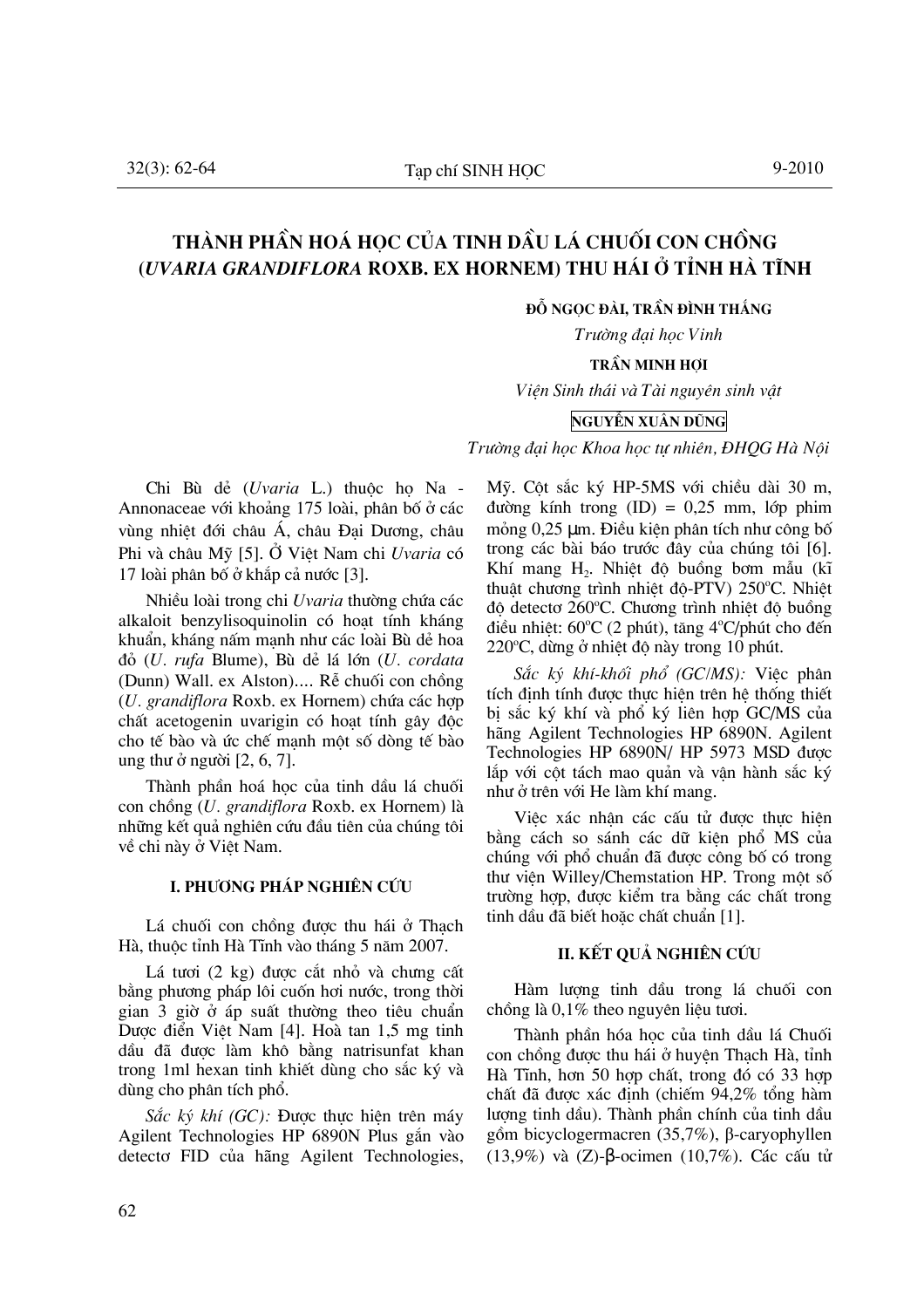# THÀNH PHẦN HOÁ HỌC CỦA TINH DẦU LÁ CHUỐI CON CHỒNG (*UVARIA GRANDIFLORA* ROXB. EX HORNEM) THU HÁI Ở TỈNH HÀ TĨNH

**ĐỖ NGỌC ĐÀI, TRẦN ĐÌNH THẮNG**

*Trường đại học Vinh*

**TRẦN MINH HỢI**

*Viện Sinh thái và Tài nguyên sinh vật*

**NGUYỄN XUÂN DŨNG**

*Trường đại học Khoa học tự nhiên, ĐHQG Hà Nội*

Chi Bù dẻ (*Uvaria* L.) thuộc họ Na - Annonaceae với khoảng 175 loài, phân bố ở các vùng nhiệt đới châu Á, châu Đại Dương, châu Phi và châu Mỹ [5]. Ở Việt Nam chi *Uvaria* có 17 loài phân bố ở khắp cả nước [3].

Nhiều loài trong chi *Uvaria* thường chứa các alkaloit benzylisoquinolin có hoạt tính kháng khuẩn, kháng nấm mạnh như các loài Bù dẻ hoa đỏ (*U. rufa* Blume), Bù dẻ lá lớn (*U. cordata* (Dunn) Wall. ex Alston).... Rễ chuối con chồng (*U. grandiflora* Roxb. ex Hornem) chứa các hợp chất acetogenin uvarigin có hoạt tính gây độc cho tế bào và ức chế mạnh một số dòng tế bào ung thư ở người [2, 6, 7].

Thành phần hoá học của tinh dầu lá chuối con chồng (*U. grandiflora* Roxb. ex Hornem) là những kết quả nghiên cứu đầu tiên của chúng tôi về chi này ở Việt Nam.

## I. PHƯƠNG PHÁP NGHIÊN CỨU

Lá chuối con chồng được thu hái ở Thạch Hà, thuộc tỉnh Hà Tĩnh vào tháng 5 năm 2007.

Lá tươi (2 kg) được cắt nhỏ và chưng cất bằng phương pháp lôi cuốn hơi nước, trong thời gian 3 giờ ở áp suất thường theo tiêu chuẩn Dược điển Việt Nam [4]. Hoà tan 1,5 mg tinh dầu đã được làm khô bằng natrisunfat khan trong 1ml hexan tinh khiết dùng cho sắc ký và dùng cho phân tích phổ.

*Sắc ký khí (GC):* Được thực hiện trên máy Agilent Technologies HP 6890N Plus gắn vào detectơ FID của hãng Agilent Technologies, Mỹ. Cột sắc ký HP-5MS với chiều dài 30 m, đường kính trong (ID) = 0,25 mm, lớp phim mỏng 0,25 µm. Điều kiện phân tích như công bố trong các bài báo trước đây của chúng tôi [6]. Khí mang $H_2$. Nhiệt độ buồng bơm mẫu (kĩ thuật chương trình nhiệt độ-PTV) 250°C. Nhiệt độ detectơ 260°C. Chương trình nhiệt độ buồng điều nhiệt: 60°C (2 phút), tăng 4°C/phút cho đến 220°C, dừng ở nhiệt độ này trong 10 phút.

*Sắc ký khí-khối phổ (GC/MS):* Việc phân tích định tính được thực hiện trên hệ thống thiết bị sắc ký khí và phổ ký liên hợp GC/MS của hãng Agilent Technologies HP 6890N. Agilent Technologies HP 6890N/ HP 5973 MSD được lắp với cột tách mao quản và vận hành sắc ký như ở trên với He làm khí mang.

Việc xác nhận các cấu tử được thực hiện bằng cách so sánh các dữ kiện phổ MS của chúng với phổ chuẩn đã được công bố có trong thư viện Willey/Chemstation HP. Trong một số trường hợp, được kiểm tra bằng các chất trong tinh dầu đã biết hoặc chất chuẩn [1].

## II. KẾT QUẢ NGHIÊN CỨU

Hàm lượng tinh dầu trong lá chuối con chồng là 0,1% theo nguyên liệu tươi.

Thành phần hóa học của tinh dầu lá Chuối con chồng được thu hái ở huyện Thạch Hà, tỉnh Hà Tĩnh, hơn 50 hợp chất, trong đó có 33 hợp chất đã được xác định (chiếm 94,2% tổng hàm lượng tinh dầu). Thành phần chính của tinh dầu gồm bicyclogermacren (35,7%), β-caryophyllen (13,9%) và (Z)-β-ocimen (10,7%). Các cấu tử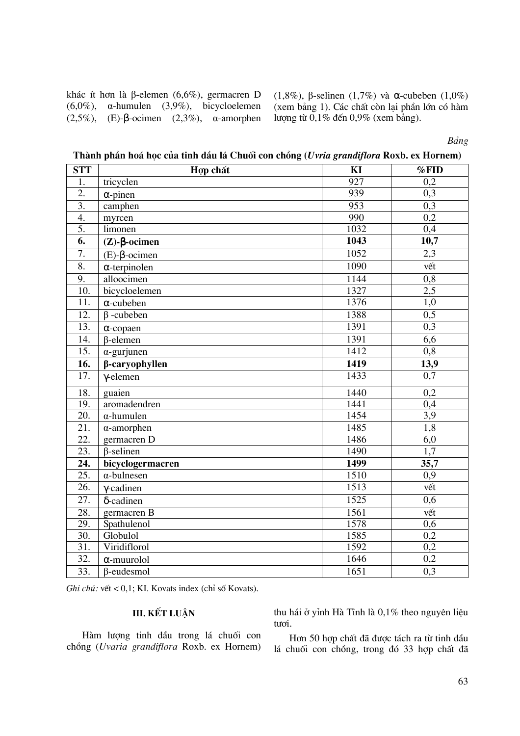khác ít hơn là β-elemen (6,6%), germacren D (6,0%), α-humulen (3,9%), bicycloelemen (2,5%), (E)-β-ocimen (2,3%), α-amorphen (1,8%), β-selinen (1,7%) và α-cubeben (1,0%) (xem bảng 1). Các chất còn lại phần lớn có hàm lượng từ 0,1% đến 0,9% (xem bảng).

*Bảng*

**Thành phần hoá học của tinh dầu lá Chuối con chồng (*Uvria grandiflora* Roxb. ex Hornem)**

| STT | Hợp chất | KI | %FID |
|---|---|---|---|
| 1. | tricyclen | 927 | 0,2 |
| 2. | α-pinen | 939 | 0,3 |
| 3. | camphen | 953 | 0,3 |
| 4. | myrcen | 990 | 0,2 |
| 5. | limonen | 1032 | 0,4 |
| **6.** | **(Z)-β-ocimen** | **1043** | **10,7** |
| 7. | (E)-β-ocimen | 1052 | 2,3 |
| 8. | α-terpinolen | 1090 | vết |
| 9. | alloocimen | 1144 | 0,8 |
| 10. | bicycloelemen | 1327 | 2,5 |
| 11. | α-cubeben | 1376 | 1,0 |
| 12. | β -cubeben | 1388 | 0,5 |
| 13. | α-copaen | 1391 | 0,3 |
| 14. | β-elemen | 1391 | 6,6 |
| 15. | α-gurjunen | 1412 | 0,8 |
| **16.** | **β-caryophyllen** | **1419** | **13,9** |
| 17. | γ-elemen | 1433 | 0,7 |
| 18. | guaien | 1440 | 0,2 |
| 19. | aromadendren | 1441 | 0,4 |
| 20. | α-humulen | 1454 | 3,9 |
| 21. | α-amorphen | 1485 | 1,8 |
| 22. | germacren D | 1486 | 6,0 |
| 23. | β-selinen | 1490 | 1,7 |
| **24.** | **bicyclogermacren** | **1499** | **35,7** |
| 25. | α-bulnesen | 1510 | 0,9 |
| 26. | γ-cadinen | 1513 | vết |
| 27. | δ-cadinen | 1525 | 0,6 |
| 28. | germacren B | 1561 | vết |
| 29. | Spathulenol | 1578 | 0,6 |
| 30. | Globulol | 1585 | 0,2 |
| 31. | Viridiflorol | 1592 | 0,2 |
| 32. | α-muurolol | 1646 | 0,2 |
| 33. | β-eudesmol | 1651 | 0,3 |

*Ghi chú:* vết < 0,1; KI. Kovats index (chỉ số Kovats).

## III. KẾT LUẬN

Hàm lượng tinh dầu trong lá chuối con chồng (*Uvaria grandiflora* Roxb. ex Hornem) thu hái ở yỉnh Hà Tĩnh là 0,1% theo nguyên liệu tươi.

Hơn 50 hợp chất đã được tách ra từ tinh dầu lá chuối con chồng, trong đó 33 hợp chất đã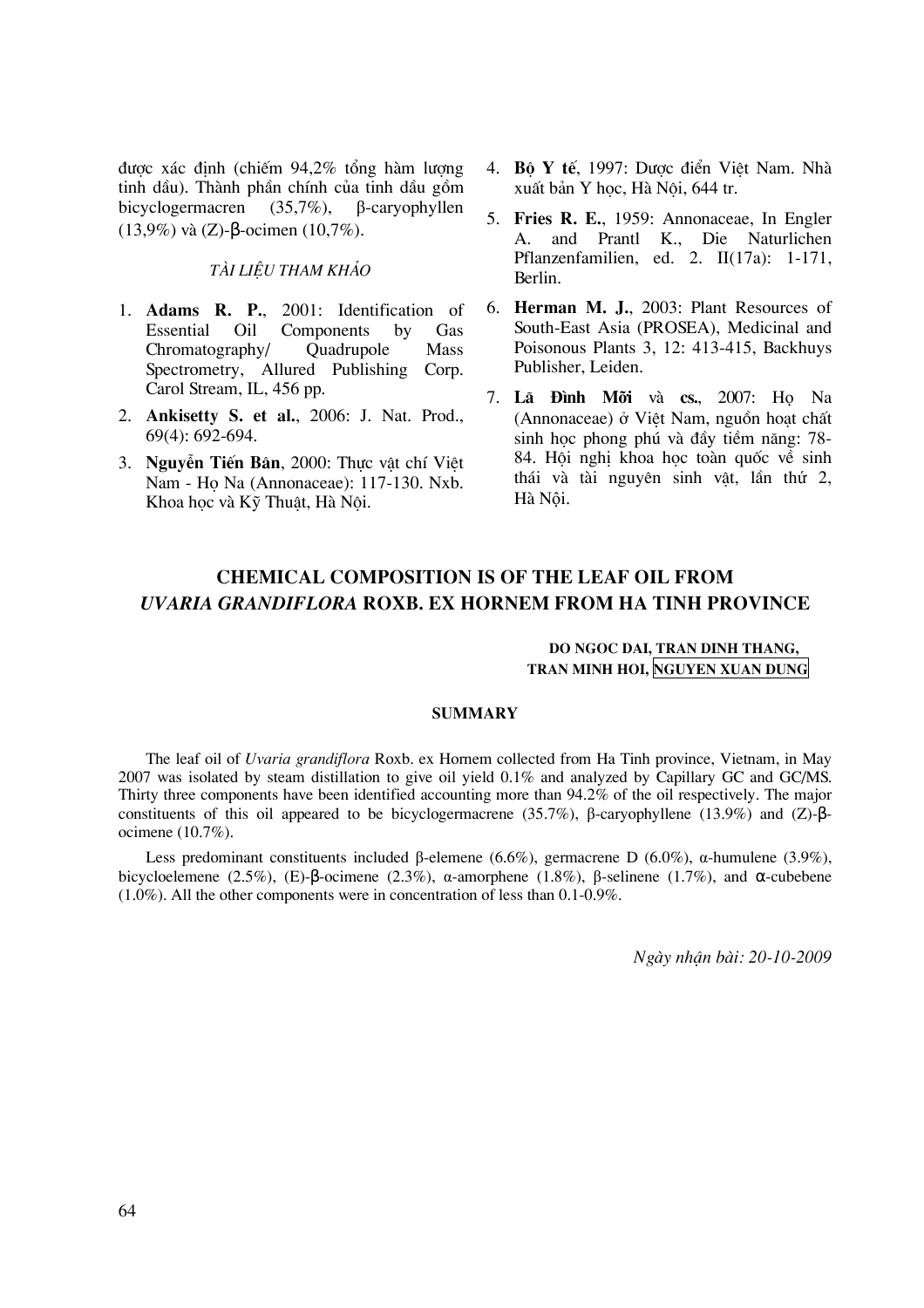được xác định (chiếm 94,2% tổng hàm lượng tinh dầu). Thành phần chính của tinh dầu gồm bicyclogermacren (35,7%), β-caryophyllen (13,9%) và (Z)-β-ocimen (10,7%).

*TÀI LIỆU THAM KHẢO*

1. **Adams R. P.**, 2001: Identification of Essential Oil Components by Gas Chromatography/ Quadrupole Mass Spectrometry, Allured Publishing Corp. Carol Stream, IL, 456 pp.
2. **Ankisetty S. et al.**, 2006: J. Nat. Prod., 69(4): 692-694.
3. **Nguyễn Tiến Bân**, 2000: Thực vật chí Việt Nam - Họ Na (Annonaceae): 117-130. Nxb. Khoa học và Kỹ Thuật, Hà Nội.
4. **Bộ Y tế**, 1997: Dược điển Việt Nam. Nhà xuất bản Y học, Hà Nội, 644 tr.
5. **Fries R. E.**, 1959: Annonaceae, In Engler A. and Prantl K., Die Naturlichen Pflanzenfamilien, ed. 2. II(17a): 1-171, Berlin.
6. **Herman M. J.**, 2003: Plant Resources of South-East Asia (PROSEA), Medicinal and Poisonous Plants 3, 12: 413-415, Backhuys Publisher, Leiden.
7. **Lã Đình Mỡi** và **cs.**, 2007: Họ Na (Annonaceae) ở Việt Nam, nguồn hoạt chất sinh học phong phú và đầy tiềm năng: 78-84. Hội nghị khoa học toàn quốc về sinh thái và tài nguyên sinh vật, lần thứ 2, Hà Nội.

## CHEMICAL COMPOSITION IS OF THE LEAF OIL FROM *UVARIA GRANDIFLORA* ROXB. EX HORNEM FROM HA TINH PROVINCE

**DO NGOC DAI, TRAN DINH THANG, TRAN MINH HOI, NGUYEN XUAN DUNG**

### SUMMARY

The leaf oil of *Uvaria grandiflora* Roxb. ex Hornem collected from Ha Tinh province, Vietnam, in May 2007 was isolated by steam distillation to give oil yield 0.1% and analyzed by Capillary GC and GC/MS. Thirty three components have been identified accounting more than 94.2% of the oil respectively. The major constituents of this oil appeared to be bicyclogermacrene (35.7%), β-caryophyllene (13.9%) and (Z)-β-ocimene (10.7%).

Less predominant constituents included β-elemene (6.6%), germacrene D (6.0%), α-humulene (3.9%), bicycloelemene (2.5%), (E)-β-ocimene (2.3%), α-amorphene (1.8%), β-selinene (1.7%), and α-cubebene (1.0%). All the other components were in concentration of less than 0.1-0.9%.

*Ngày nhận bài: 20-10-2009*